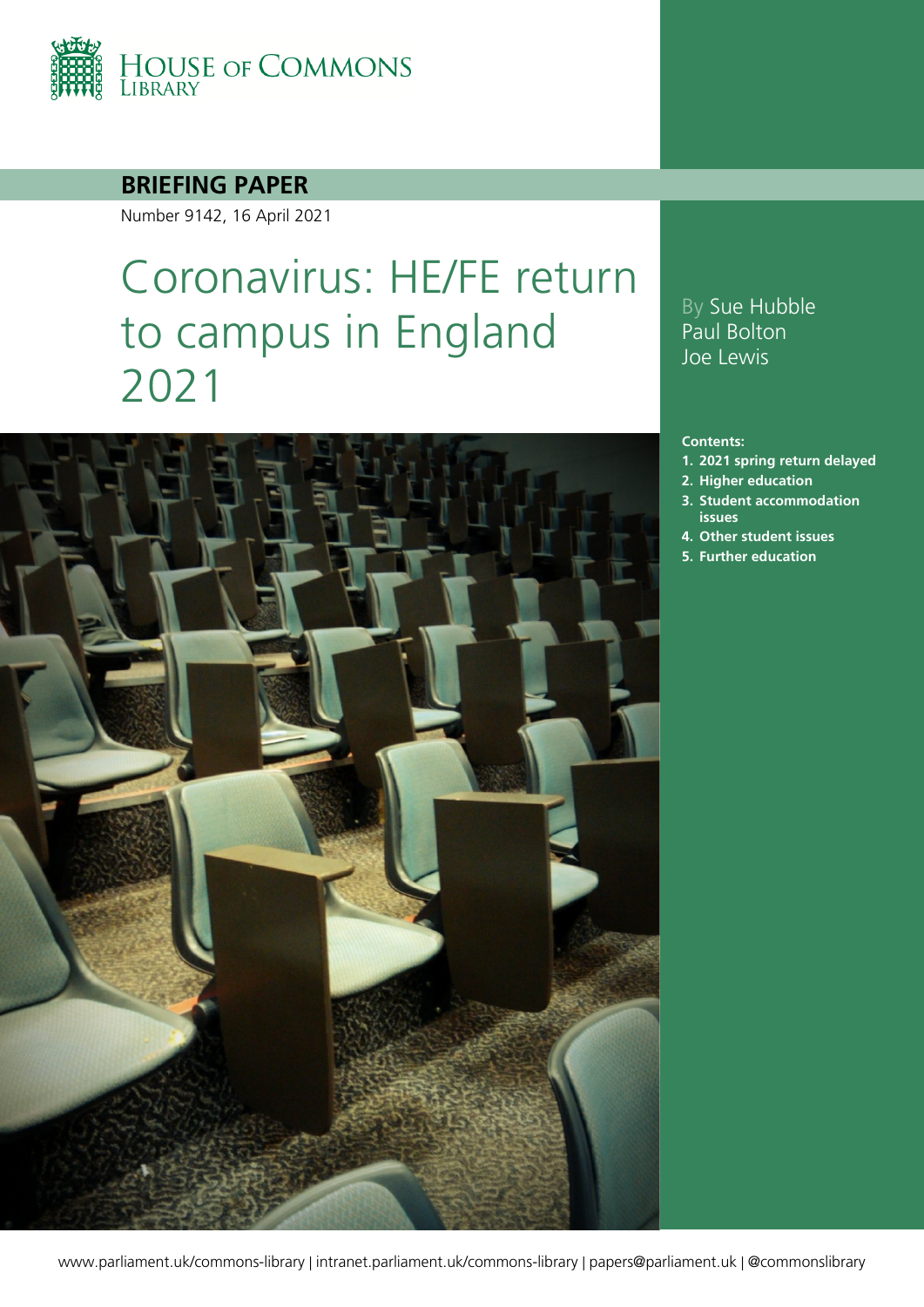HOUSE OF COMMONS LIBRARY

**BRIEFING PAPER**

Number 9142, 16 April 2021

# Coronavirus: HE/FE return to campus in England 2021

By Sue Hubble
Paul Bolton
Joe Lewis

**Contents:**

1. **2021 spring return delayed**
2. **Higher education**
3. **Student accommodation issues**
4. **Other student issues**
5. **Further education**

www.parliament.uk/commons-library | intranet.parliament.uk/commons-library | papers@parliament.uk | @commonslibrary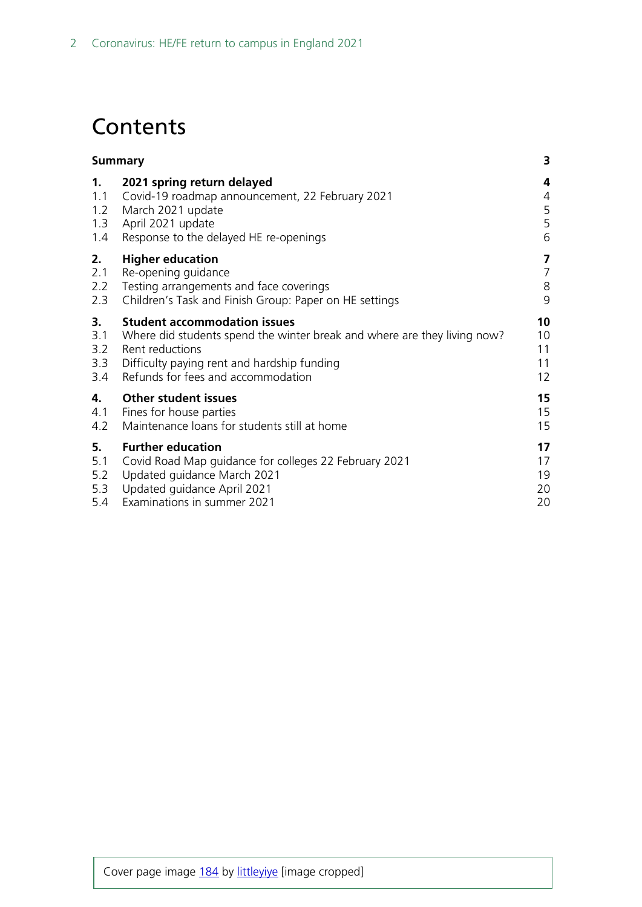# Contents

| | | |
|---|---|---|
| **Summary** | | **3** |
| **1.** | **2021 spring return delayed** | **4** |
| 1.1 | Covid-19 roadmap announcement, 22 February 2021 | 4 |
| 1.2 | March 2021 update | 5 |
| 1.3 | April 2021 update | 5 |
| 1.4 | Response to the delayed HE re-openings | 6 |
| **2.** | **Higher education** | **7** |
| 2.1 | Re-opening guidance | 7 |
| 2.2 | Testing arrangements and face coverings | 8 |
| 2.3 | Children's Task and Finish Group: Paper on HE settings | 9 |
| **3.** | **Student accommodation issues** | **10** |
| 3.1 | Where did students spend the winter break and where are they living now? | 10 |
| 3.2 | Rent reductions | 11 |
| 3.3 | Difficulty paying rent and hardship funding | 11 |
| 3.4 | Refunds for fees and accommodation | 12 |
| **4.** | **Other student issues** | **15** |
| 4.1 | Fines for house parties | 15 |
| 4.2 | Maintenance loans for students still at home | 15 |
| **5.** | **Further education** | **17** |
| 5.1 | Covid Road Map guidance for colleges 22 February 2021 | 17 |
| 5.2 | Updated guidance March 2021 | 19 |
| 5.3 | Updated guidance April 2021 | 20 |
| 5.4 | Examinations in summer 2021 | 20 |

Cover page image 184 by littleyiye [image cropped]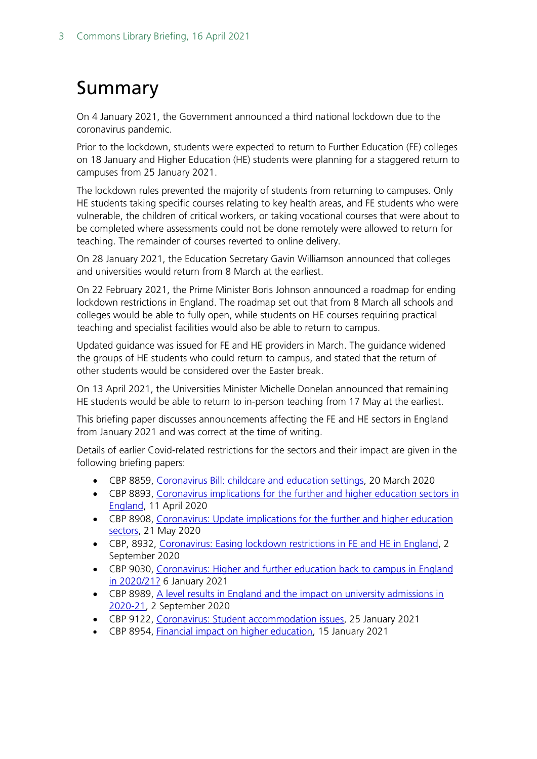# Summary

On 4 January 2021, the Government announced a third national lockdown due to the coronavirus pandemic.

Prior to the lockdown, students were expected to return to Further Education (FE) colleges on 18 January and Higher Education (HE) students were planning for a staggered return to campuses from 25 January 2021.

The lockdown rules prevented the majority of students from returning to campuses. Only HE students taking specific courses relating to key health areas, and FE students who were vulnerable, the children of critical workers, or taking vocational courses that were about to be completed where assessments could not be done remotely were allowed to return for teaching. The remainder of courses reverted to online delivery.

On 28 January 2021, the Education Secretary Gavin Williamson announced that colleges and universities would return from 8 March at the earliest.

On 22 February 2021, the Prime Minister Boris Johnson announced a roadmap for ending lockdown restrictions in England. The roadmap set out that from 8 March all schools and colleges would be able to fully open, while students on HE courses requiring practical teaching and specialist facilities would also be able to return to campus.

Updated guidance was issued for FE and HE providers in March. The guidance widened the groups of HE students who could return to campus, and stated that the return of other students would be considered over the Easter break.

On 13 April 2021, the Universities Minister Michelle Donelan announced that remaining HE students would be able to return to in-person teaching from 17 May at the earliest.

This briefing paper discusses announcements affecting the FE and HE sectors in England from January 2021 and was correct at the time of writing.

Details of earlier Covid-related restrictions for the sectors and their impact are given in the following briefing papers:

- CBP 8859, Coronavirus Bill: childcare and education settings, 20 March 2020
- CBP 8893, Coronavirus implications for the further and higher education sectors in England, 11 April 2020
- CBP 8908, Coronavirus: Update implications for the further and higher education sectors, 21 May 2020
- CBP, 8932, Coronavirus: Easing lockdown restrictions in FE and HE in England, 2 September 2020
- CBP 9030, Coronavirus: Higher and further education back to campus in England in 2020/21? 6 January 2021
- CBP 8989, A level results in England and the impact on university admissions in 2020-21, 2 September 2020
- CBP 9122, Coronavirus: Student accommodation issues, 25 January 2021
- CBP 8954, Financial impact on higher education, 15 January 2021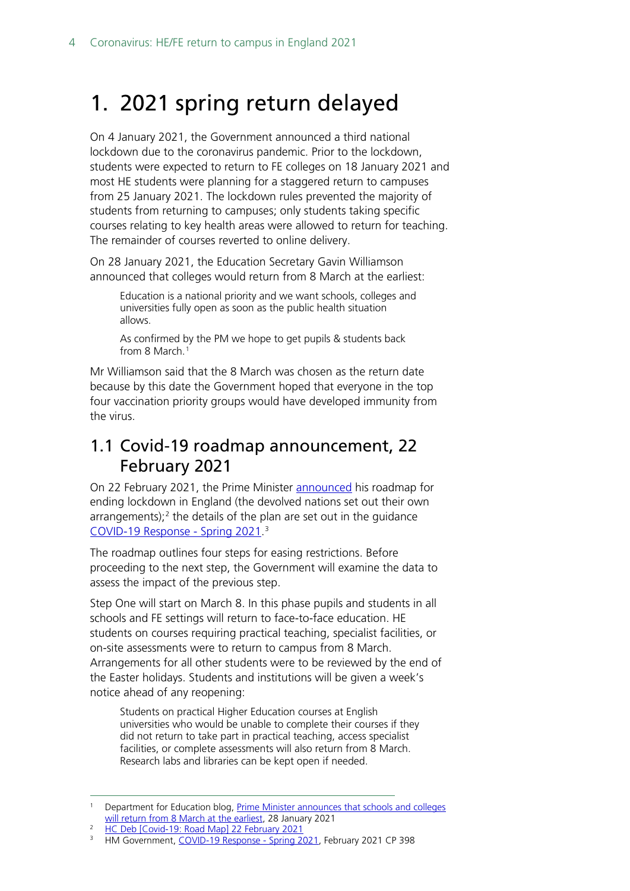# 1. 2021 spring return delayed

On 4 January 2021, the Government announced a third national lockdown due to the coronavirus pandemic. Prior to the lockdown, students were expected to return to FE colleges on 18 January 2021 and most HE students were planning for a staggered return to campuses from 25 January 2021. The lockdown rules prevented the majority of students from returning to campuses; only students taking specific courses relating to key health areas were allowed to return for teaching. The remainder of courses reverted to online delivery.

On 28 January 2021, the Education Secretary Gavin Williamson announced that colleges would return from 8 March at the earliest:

> Education is a national priority and we want schools, colleges and universities fully open as soon as the public health situation allows.
>
> As confirmed by the PM we hope to get pupils & students back from 8 March.[1]

Mr Williamson said that the 8 March was chosen as the return date because by this date the Government hoped that everyone in the top four vaccination priority groups would have developed immunity from the virus.

## 1.1 Covid-19 roadmap announcement, 22 February 2021

On 22 February 2021, the Prime Minister announced his roadmap for ending lockdown in England (the devolved nations set out their own arrangements);[2] the details of the plan are set out in the guidance COVID-19 Response - Spring 2021.[3]

The roadmap outlines four steps for easing restrictions. Before proceeding to the next step, the Government will examine the data to assess the impact of the previous step.

Step One will start on March 8. In this phase pupils and students in all schools and FE settings will return to face-to-face education. HE students on courses requiring practical teaching, specialist facilities, or on-site assessments were to return to campus from 8 March. Arrangements for all other students were to be reviewed by the end of the Easter holidays. Students and institutions will be given a week's notice ahead of any reopening:

> Students on practical Higher Education courses at English universities who would be unable to complete their courses if they did not return to take part in practical teaching, access specialist facilities, or complete assessments will also return from 8 March. Research labs and libraries can be kept open if needed.

---

1. Department for Education blog, Prime Minister announces that schools and colleges will return from 8 March at the earliest, 28 January 2021
2. HC Deb [Covid-19: Road Map] 22 February 2021
3. HM Government, COVID-19 Response - Spring 2021, February 2021 CP 398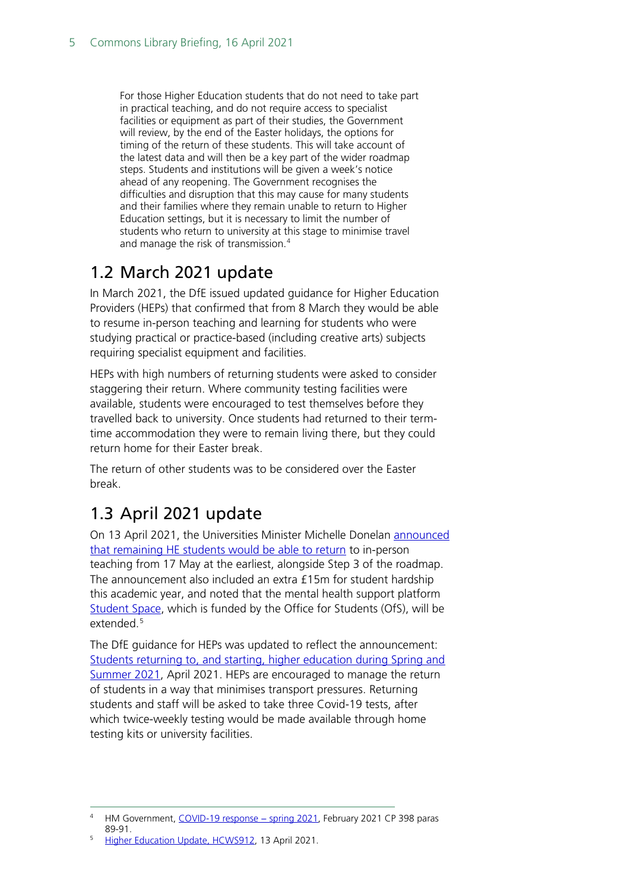> For those Higher Education students that do not need to take part in practical teaching, and do not require access to specialist facilities or equipment as part of their studies, the Government will review, by the end of the Easter holidays, the options for timing of the return of these students. This will take account of the latest data and will then be a key part of the wider roadmap steps. Students and institutions will be given a week's notice ahead of any reopening. The Government recognises the difficulties and disruption that this may cause for many students and their families where they remain unable to return to Higher Education settings, but it is necessary to limit the number of students who return to university at this stage to minimise travel and manage the risk of transmission.[4]

## 1.2 March 2021 update

In March 2021, the DfE issued updated guidance for Higher Education Providers (HEPs) that confirmed that from 8 March they would be able to resume in-person teaching and learning for students who were studying practical or practice-based (including creative arts) subjects requiring specialist equipment and facilities.

HEPs with high numbers of returning students were asked to consider staggering their return. Where community testing facilities were available, students were encouraged to test themselves before they travelled back to university. Once students had returned to their term-time accommodation they were to remain living there, but they could return home for their Easter break.

The return of other students was to be considered over the Easter break.

## 1.3 April 2021 update

On 13 April 2021, the Universities Minister Michelle Donelan announced that remaining HE students would be able to return to in-person teaching from 17 May at the earliest, alongside Step 3 of the roadmap. The announcement also included an extra £15m for student hardship this academic year, and noted that the mental health support platform Student Space, which is funded by the Office for Students (OfS), will be extended.[5]

The DfE guidance for HEPs was updated to reflect the announcement: Students returning to, and starting, higher education during Spring and Summer 2021, April 2021. HEPs are encouraged to manage the return of students in a way that minimises transport pressures. Returning students and staff will be asked to take three Covid-19 tests, after which twice-weekly testing would be made available through home testing kits or university facilities.

---

[4] HM Government, COVID-19 response – spring 2021, February 2021 CP 398 paras 89-91.

[5] Higher Education Update, HCWS912, 13 April 2021.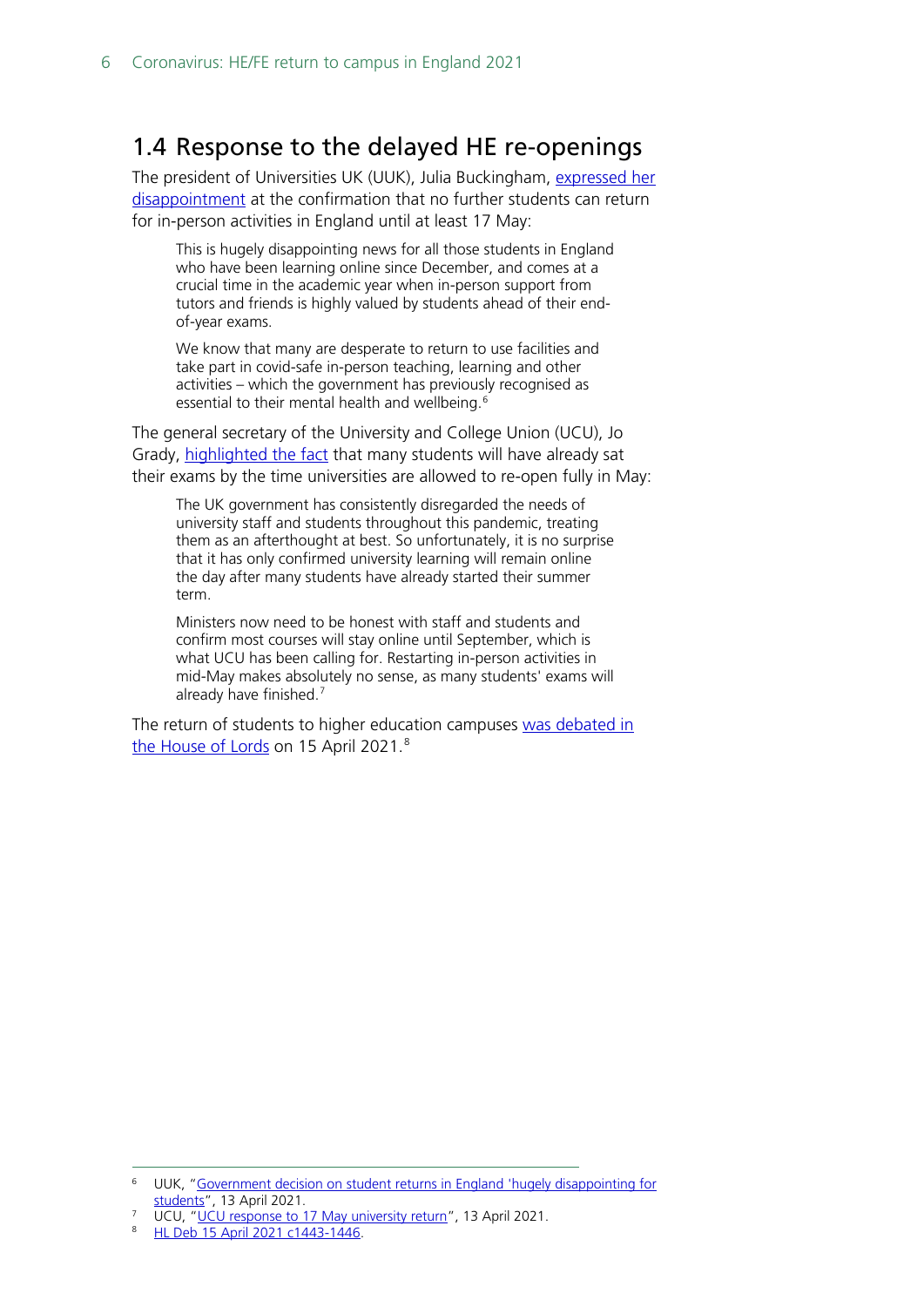## 1.4 Response to the delayed HE re-openings

The president of Universities UK (UUK), Julia Buckingham, expressed her disappointment at the confirmation that no further students can return for in-person activities in England until at least 17 May:

> This is hugely disappointing news for all those students in England who have been learning online since December, and comes at a crucial time in the academic year when in-person support from tutors and friends is highly valued by students ahead of their end-of-year exams.
>
> We know that many are desperate to return to use facilities and take part in covid-safe in-person teaching, learning and other activities – which the government has previously recognised as essential to their mental health and wellbeing.[6]

The general secretary of the University and College Union (UCU), Jo Grady, highlighted the fact that many students will have already sat their exams by the time universities are allowed to re-open fully in May:

> The UK government has consistently disregarded the needs of university staff and students throughout this pandemic, treating them as an afterthought at best. So unfortunately, it is no surprise that it has only confirmed university learning will remain online the day after many students have already started their summer term.
>
> Ministers now need to be honest with staff and students and confirm most courses will stay online until September, which is what UCU has been calling for. Restarting in-person activities in mid-May makes absolutely no sense, as many students' exams will already have finished.[7]

The return of students to higher education campuses was debated in the House of Lords on 15 April 2021.[8]

---

[6] UUK, "Government decision on student returns in England 'hugely disappointing for students'", 13 April 2021.

[7] UCU, "UCU response to 17 May university return", 13 April 2021.

[8] HL Deb 15 April 2021 c1443-1446.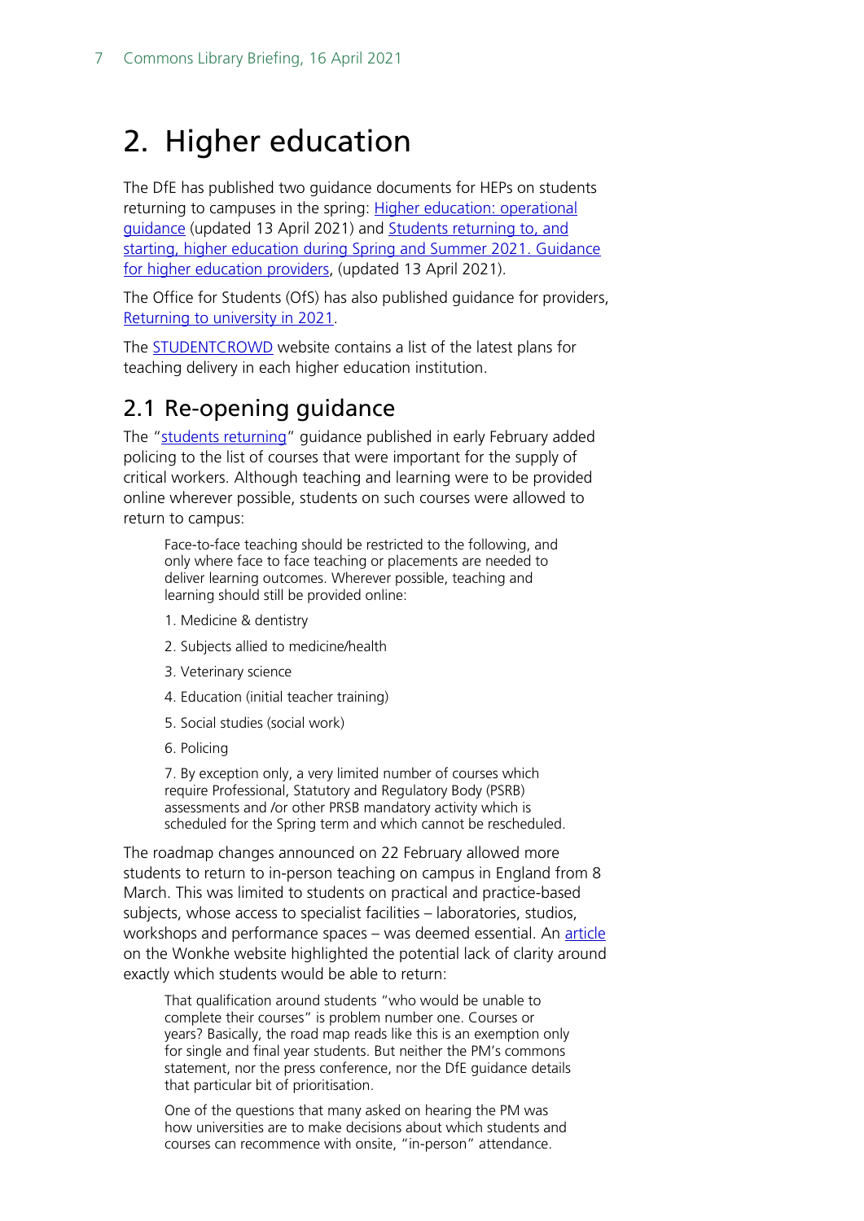# 2. Higher education

The DfE has published two guidance documents for HEPs on students returning to campuses in the spring: Higher education: operational guidance (updated 13 April 2021) and Students returning to, and starting, higher education during Spring and Summer 2021. Guidance for higher education providers, (updated 13 April 2021).

The Office for Students (OfS) has also published guidance for providers, Returning to university in 2021.

The STUDENTCROWD website contains a list of the latest plans for teaching delivery in each higher education institution.

## 2.1 Re-opening guidance

The "students returning" guidance published in early February added policing to the list of courses that were important for the supply of critical workers. Although teaching and learning were to be provided online wherever possible, students on such courses were allowed to return to campus:

> Face-to-face teaching should be restricted to the following, and only where face to face teaching or placements are needed to deliver learning outcomes. Wherever possible, teaching and learning should still be provided online:
>
> 1. Medicine & dentistry
> 2. Subjects allied to medicine/health
> 3. Veterinary science
> 4. Education (initial teacher training)
> 5. Social studies (social work)
> 6. Policing
> 7. By exception only, a very limited number of courses which require Professional, Statutory and Regulatory Body (PSRB) assessments and /or other PRSB mandatory activity which is scheduled for the Spring term and which cannot be rescheduled.

The roadmap changes announced on 22 February allowed more students to return to in-person teaching on campus in England from 8 March. This was limited to students on practical and practice-based subjects, whose access to specialist facilities – laboratories, studios, workshops and performance spaces – was deemed essential. An article on the Wonkhe website highlighted the potential lack of clarity around exactly which students would be able to return:

> That qualification around students "who would be unable to complete their courses" is problem number one. Courses or years? Basically, the road map reads like this is an exemption only for single and final year students. But neither the PM's commons statement, nor the press conference, nor the DfE guidance details that particular bit of prioritisation.
>
> One of the questions that many asked on hearing the PM was how universities are to make decisions about which students and courses can recommence with onsite, "in-person" attendance.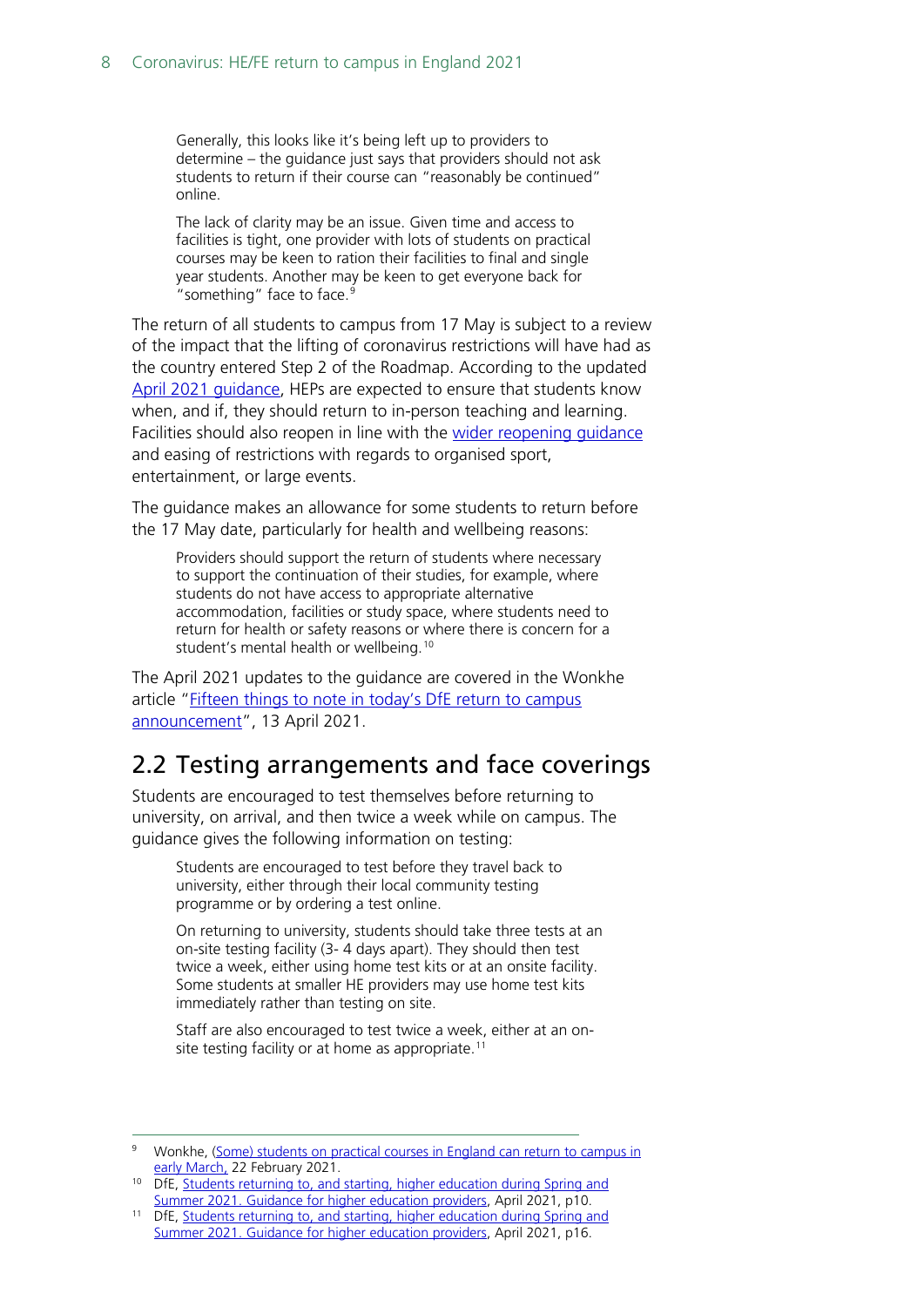> Generally, this looks like it's being left up to providers to determine – the guidance just says that providers should not ask students to return if their course can "reasonably be continued" online.
>
> The lack of clarity may be an issue. Given time and access to facilities is tight, one provider with lots of students on practical courses may be keen to ration their facilities to final and single year students. Another may be keen to get everyone back for "something" face to face.[9]

The return of all students to campus from 17 May is subject to a review of the impact that the lifting of coronavirus restrictions will have had as the country entered Step 2 of the Roadmap. According to the updated April 2021 guidance, HEPs are expected to ensure that students know when, and if, they should return to in-person teaching and learning. Facilities should also reopen in line with the wider reopening guidance and easing of restrictions with regards to organised sport, entertainment, or large events.

The guidance makes an allowance for some students to return before the 17 May date, particularly for health and wellbeing reasons:

> Providers should support the return of students where necessary to support the continuation of their studies, for example, where students do not have access to appropriate alternative accommodation, facilities or study space, where students need to return for health or safety reasons or where there is concern for a student's mental health or wellbeing.[10]

The April 2021 updates to the guidance are covered in the Wonkhe article "Fifteen things to note in today's DfE return to campus announcement", 13 April 2021.

## 2.2 Testing arrangements and face coverings

Students are encouraged to test themselves before returning to university, on arrival, and then twice a week while on campus. The guidance gives the following information on testing:

> Students are encouraged to test before they travel back to university, either through their local community testing programme or by ordering a test online.
>
> On returning to university, students should take three tests at an on-site testing facility (3- 4 days apart). They should then test twice a week, either using home test kits or at an onsite facility. Some students at smaller HE providers may use home test kits immediately rather than testing on site.
>
> Staff are also encouraged to test twice a week, either at an on-site testing facility or at home as appropriate.[11]

---

[9] Wonkhe, (Some) students on practical courses in England can return to campus in early March, 22 February 2021.

[10] DfE, Students returning to, and starting, higher education during Spring and Summer 2021. Guidance for higher education providers, April 2021, p10.

[11] DfE, Students returning to, and starting, higher education during Spring and Summer 2021. Guidance for higher education providers, April 2021, p16.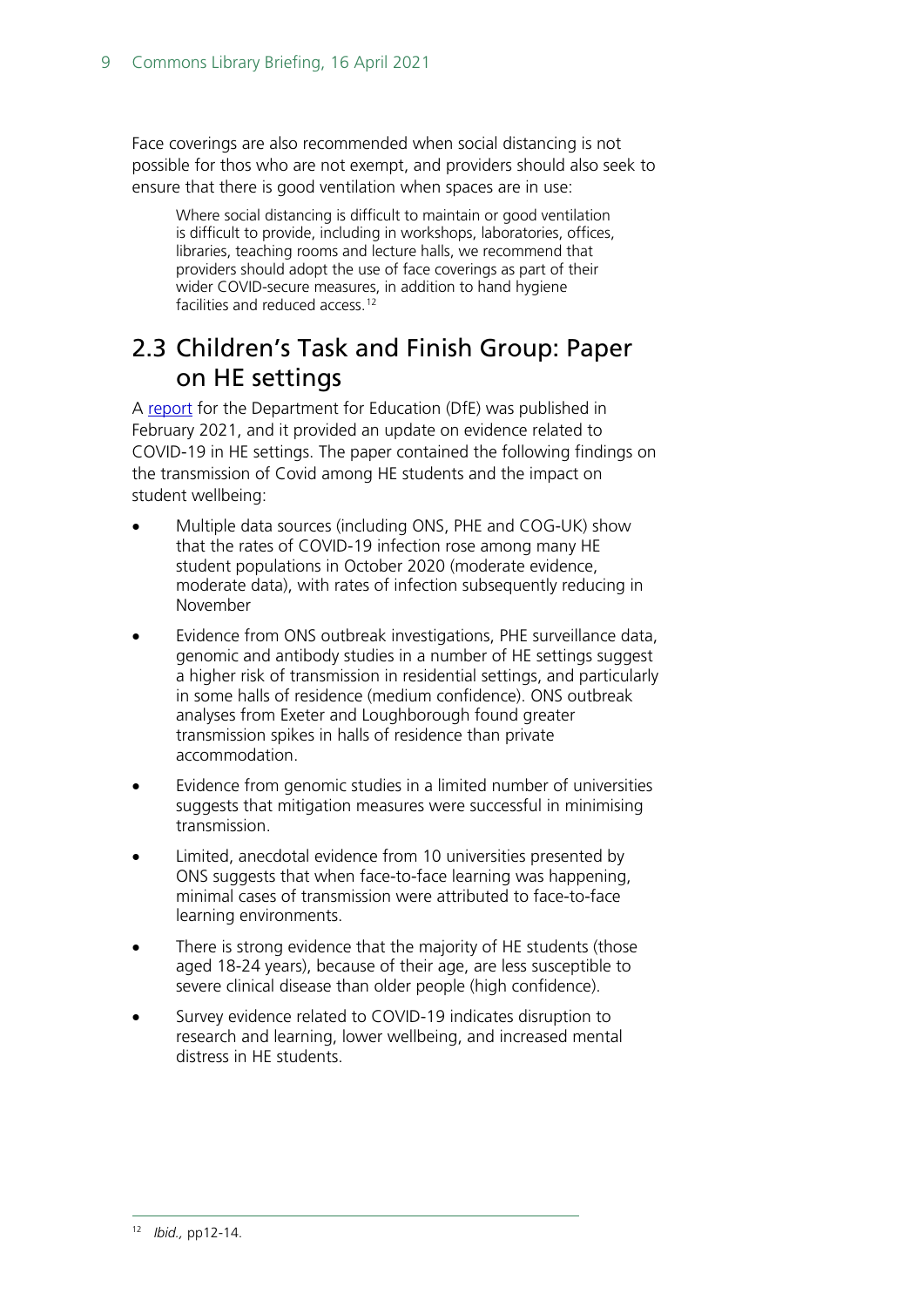Face coverings are also recommended when social distancing is not possible for thos who are not exempt, and providers should also seek to ensure that there is good ventilation when spaces are in use:

> Where social distancing is difficult to maintain or good ventilation is difficult to provide, including in workshops, laboratories, offices, libraries, teaching rooms and lecture halls, we recommend that providers should adopt the use of face coverings as part of their wider COVID-secure measures, in addition to hand hygiene facilities and reduced access.[12]

## 2.3 Children's Task and Finish Group: Paper on HE settings

A report for the Department for Education (DfE) was published in February 2021, and it provided an update on evidence related to COVID-19 in HE settings. The paper contained the following findings on the transmission of Covid among HE students and the impact on student wellbeing:

- Multiple data sources (including ONS, PHE and COG-UK) show that the rates of COVID-19 infection rose among many HE student populations in October 2020 (moderate evidence, moderate data), with rates of infection subsequently reducing in November
- Evidence from ONS outbreak investigations, PHE surveillance data, genomic and antibody studies in a number of HE settings suggest a higher risk of transmission in residential settings, and particularly in some halls of residence (medium confidence). ONS outbreak analyses from Exeter and Loughborough found greater transmission spikes in halls of residence than private accommodation.
- Evidence from genomic studies in a limited number of universities suggests that mitigation measures were successful in minimising transmission.
- Limited, anecdotal evidence from 10 universities presented by ONS suggests that when face-to-face learning was happening, minimal cases of transmission were attributed to face-to-face learning environments.
- There is strong evidence that the majority of HE students (those aged 18-24 years), because of their age, are less susceptible to severe clinical disease than older people (high confidence).
- Survey evidence related to COVID-19 indicates disruption to research and learning, lower wellbeing, and increased mental distress in HE students.

---

[12] *Ibid.*, pp12-14.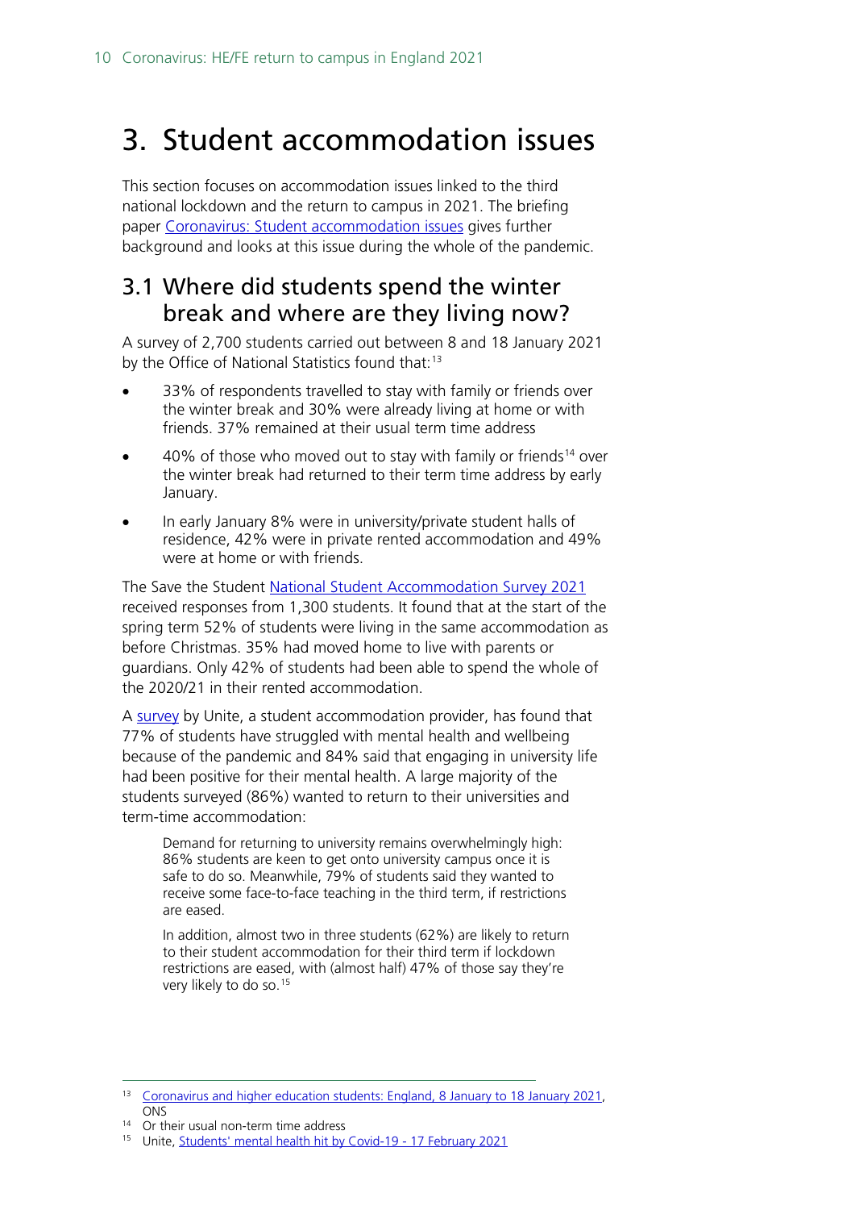# 3. Student accommodation issues

This section focuses on accommodation issues linked to the third national lockdown and the return to campus in 2021. The briefing paper Coronavirus: Student accommodation issues gives further background and looks at this issue during the whole of the pandemic.

## 3.1 Where did students spend the winter break and where are they living now?

A survey of 2,700 students carried out between 8 and 18 January 2021 by the Office of National Statistics found that:[13]

- 33% of respondents travelled to stay with family or friends over the winter break and 30% were already living at home or with friends. 37% remained at their usual term time address
- 40% of those who moved out to stay with family or friends[14] over the winter break had returned to their term time address by early January.
- In early January 8% were in university/private student halls of residence, 42% were in private rented accommodation and 49% were at home or with friends.

The Save the Student National Student Accommodation Survey 2021 received responses from 1,300 students. It found that at the start of the spring term 52% of students were living in the same accommodation as before Christmas. 35% had moved home to live with parents or guardians. Only 42% of students had been able to spend the whole of the 2020/21 in their rented accommodation.

A survey by Unite, a student accommodation provider, has found that 77% of students have struggled with mental health and wellbeing because of the pandemic and 84% said that engaging in university life had been positive for their mental health. A large majority of the students surveyed (86%) wanted to return to their universities and term-time accommodation:

> Demand for returning to university remains overwhelmingly high: 86% students are keen to get onto university campus once it is safe to do so. Meanwhile, 79% of students said they wanted to receive some face-to-face teaching in the third term, if restrictions are eased.
>
> In addition, almost two in three students (62%) are likely to return to their student accommodation for their third term if lockdown restrictions are eased, with (almost half) 47% of those say they're very likely to do so.[15]

---

[13] Coronavirus and higher education students: England, 8 January to 18 January 2021, ONS

[14] Or their usual non-term time address

[15] Unite, Students' mental health hit by Covid-19 - 17 February 2021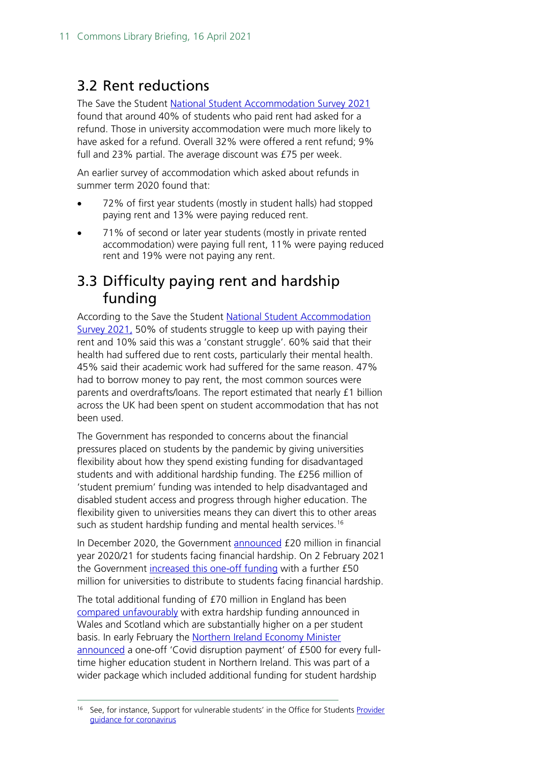## 3.2 Rent reductions

The Save the Student National Student Accommodation Survey 2021 found that around 40% of students who paid rent had asked for a refund. Those in university accommodation were much more likely to have asked for a refund. Overall 32% were offered a rent refund; 9% full and 23% partial. The average discount was £75 per week.

An earlier survey of accommodation which asked about refunds in summer term 2020 found that:

- 72% of first year students (mostly in student halls) had stopped paying rent and 13% were paying reduced rent.
- 71% of second or later year students (mostly in private rented accommodation) were paying full rent, 11% were paying reduced rent and 19% were not paying any rent.

## 3.3 Difficulty paying rent and hardship funding

According to the Save the Student National Student Accommodation Survey 2021, 50% of students struggle to keep up with paying their rent and 10% said this was a 'constant struggle'. 60% said that their health had suffered due to rent costs, particularly their mental health. 45% said their academic work had suffered for the same reason. 47% had to borrow money to pay rent, the most common sources were parents and overdrafts/loans. The report estimated that nearly £1 billion across the UK had been spent on student accommodation that has not been used.

The Government has responded to concerns about the financial pressures placed on students by the pandemic by giving universities flexibility about how they spend existing funding for disadvantaged students and with additional hardship funding. The £256 million of 'student premium' funding was intended to help disadvantaged and disabled student access and progress through higher education. The flexibility given to universities means they can divert this to other areas such as student hardship funding and mental health services.[16]

In December 2020, the Government announced £20 million in financial year 2020/21 for students facing financial hardship. On 2 February 2021 the Government increased this one-off funding with a further £50 million for universities to distribute to students facing financial hardship.

The total additional funding of £70 million in England has been compared unfavourably with extra hardship funding announced in Wales and Scotland which are substantially higher on a per student basis. In early February the Northern Ireland Economy Minister announced a one-off 'Covid disruption payment' of £500 for every full-time higher education student in Northern Ireland. This was part of a wider package which included additional funding for student hardship

[16] See, for instance, Support for vulnerable students' in the Office for Students Provider guidance for coronavirus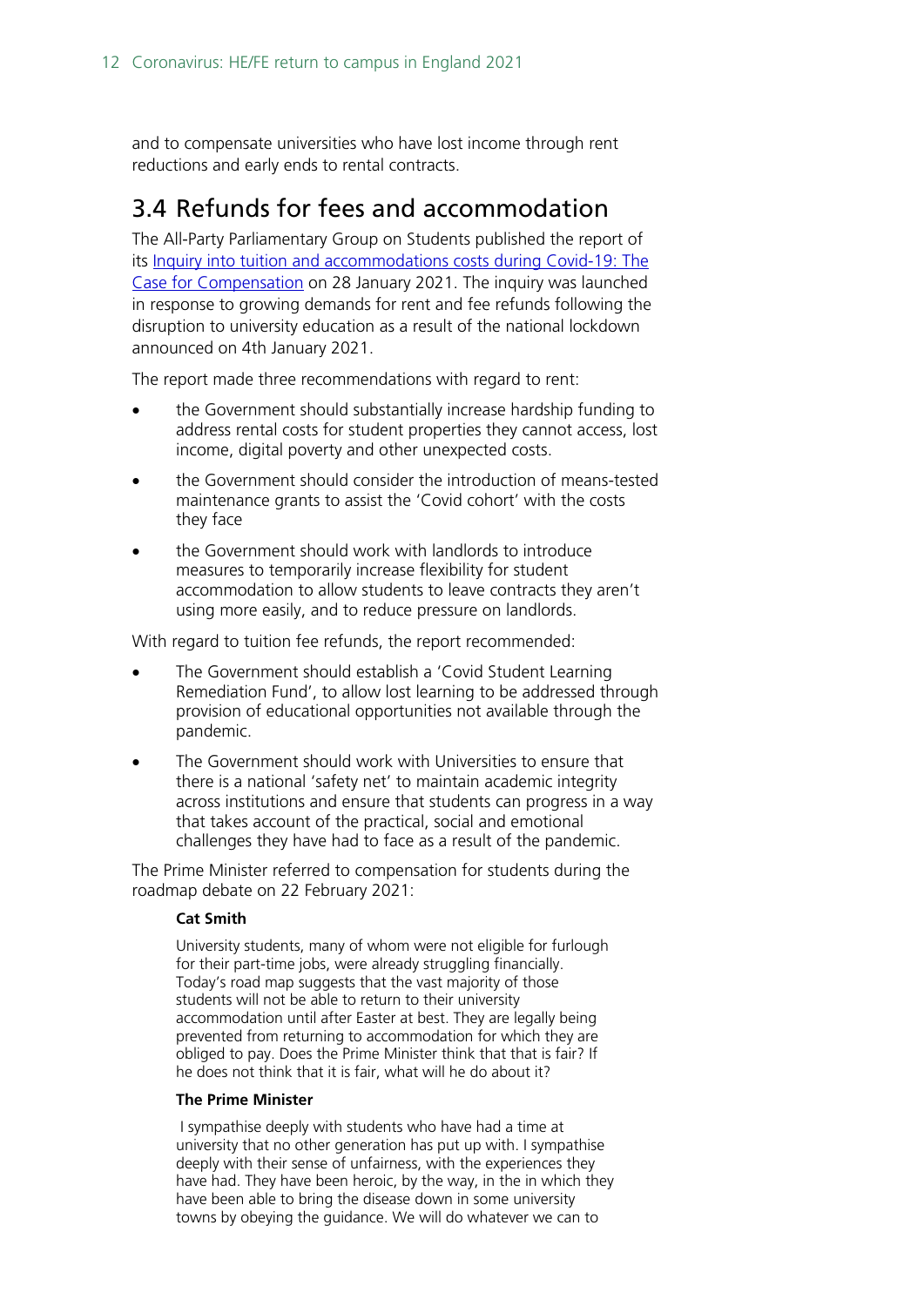and to compensate universities who have lost income through rent reductions and early ends to rental contracts.

## 3.4 Refunds for fees and accommodation

The All-Party Parliamentary Group on Students published the report of its [Inquiry into tuition and accommodations costs during Covid-19: The Case for Compensation] on 28 January 2021. The inquiry was launched in response to growing demands for rent and fee refunds following the disruption to university education as a result of the national lockdown announced on 4th January 2021.

The report made three recommendations with regard to rent:

- the Government should substantially increase hardship funding to address rental costs for student properties they cannot access, lost income, digital poverty and other unexpected costs.
- the Government should consider the introduction of means-tested maintenance grants to assist the 'Covid cohort' with the costs they face
- the Government should work with landlords to introduce measures to temporarily increase flexibility for student accommodation to allow students to leave contracts they aren't using more easily, and to reduce pressure on landlords.

With regard to tuition fee refunds, the report recommended:

- The Government should establish a 'Covid Student Learning Remediation Fund', to allow lost learning to be addressed through provision of educational opportunities not available through the pandemic.
- The Government should work with Universities to ensure that there is a national 'safety net' to maintain academic integrity across institutions and ensure that students can progress in a way that takes account of the practical, social and emotional challenges they have had to face as a result of the pandemic.

The Prime Minister referred to compensation for students during the roadmap debate on 22 February 2021:

> **Cat Smith**
>
> University students, many of whom were not eligible for furlough for their part-time jobs, were already struggling financially. Today's road map suggests that the vast majority of those students will not be able to return to their university accommodation until after Easter at best. They are legally being prevented from returning to accommodation for which they are obliged to pay. Does the Prime Minister think that that is fair? If he does not think that it is fair, what will he do about it?
>
> **The Prime Minister**
>
> I sympathise deeply with students who have had a time at university that no other generation has put up with. I sympathise deeply with their sense of unfairness, with the experiences they have had. They have been heroic, by the way, in the in which they have been able to bring the disease down in some university towns by obeying the guidance. We will do whatever we can to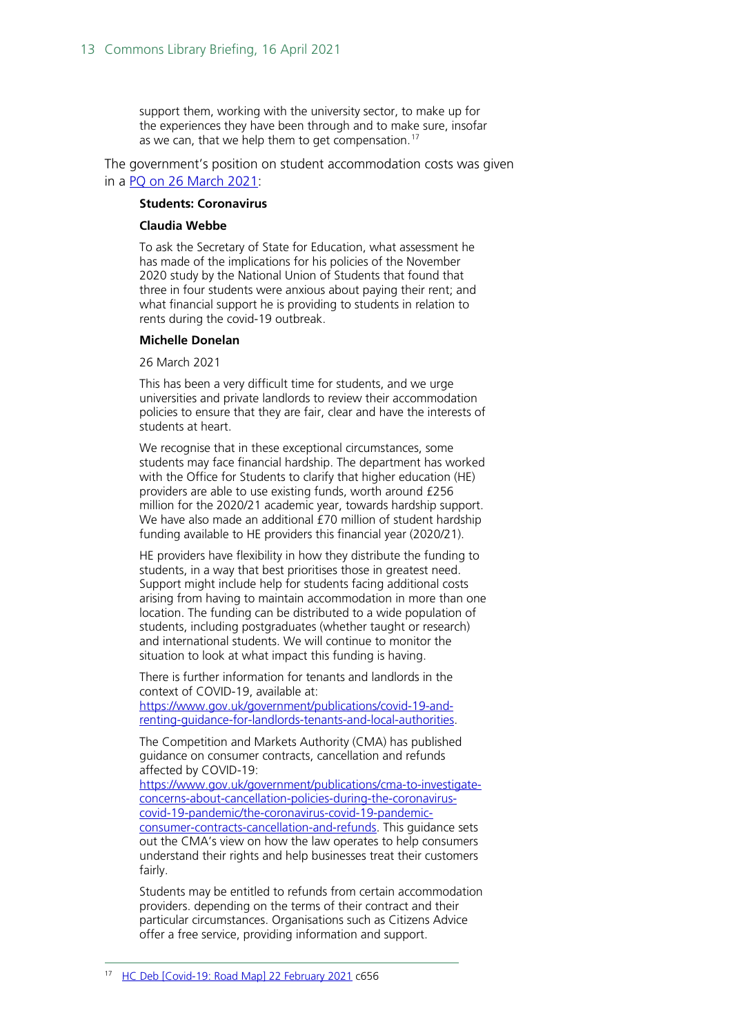> support them, working with the university sector, to make up for the experiences they have been through and to make sure, insofar as we can, that we help them to get compensation.[17]

The government's position on student accommodation costs was given in a [PQ on 26 March 2021](#):

> **Students: Coronavirus**
>
> **Claudia Webbe**
>
> To ask the Secretary of State for Education, what assessment he has made of the implications for his policies of the November 2020 study by the National Union of Students that found that three in four students were anxious about paying their rent; and what financial support he is providing to students in relation to rents during the covid-19 outbreak.
>
> **Michelle Donelan**
>
> 26 March 2021
>
> This has been a very difficult time for students, and we urge universities and private landlords to review their accommodation policies to ensure that they are fair, clear and have the interests of students at heart.
>
> We recognise that in these exceptional circumstances, some students may face financial hardship. The department has worked with the Office for Students to clarify that higher education (HE) providers are able to use existing funds, worth around £256 million for the 2020/21 academic year, towards hardship support. We have also made an additional £70 million of student hardship funding available to HE providers this financial year (2020/21).
>
> HE providers have flexibility in how they distribute the funding to students, in a way that best prioritises those in greatest need. Support might include help for students facing additional costs arising from having to maintain accommodation in more than one location. The funding can be distributed to a wide population of students, including postgraduates (whether taught or research) and international students. We will continue to monitor the situation to look at what impact this funding is having.
>
> There is further information for tenants and landlords in the context of COVID-19, available at: [https://www.gov.uk/government/publications/covid-19-and-renting-guidance-for-landlords-tenants-and-local-authorities](https://www.gov.uk/government/publications/covid-19-and-renting-guidance-for-landlords-tenants-and-local-authorities).
>
> The Competition and Markets Authority (CMA) has published guidance on consumer contracts, cancellation and refunds affected by COVID-19: [https://www.gov.uk/government/publications/cma-to-investigate-concerns-about-cancellation-policies-during-the-coronavirus-covid-19-pandemic/the-coronavirus-covid-19-pandemic-consumer-contracts-cancellation-and-refunds](https://www.gov.uk/government/publications/cma-to-investigate-concerns-about-cancellation-policies-during-the-coronavirus-covid-19-pandemic/the-coronavirus-covid-19-pandemic-consumer-contracts-cancellation-and-refunds). This guidance sets out the CMA's view on how the law operates to help consumers understand their rights and help businesses treat their customers fairly.
>
> Students may be entitled to refunds from certain accommodation providers. depending on the terms of their contract and their particular circumstances. Organisations such as Citizens Advice offer a free service, providing information and support.

---

[17] [HC Deb [Covid-19: Road Map] 22 February 2021](#) c656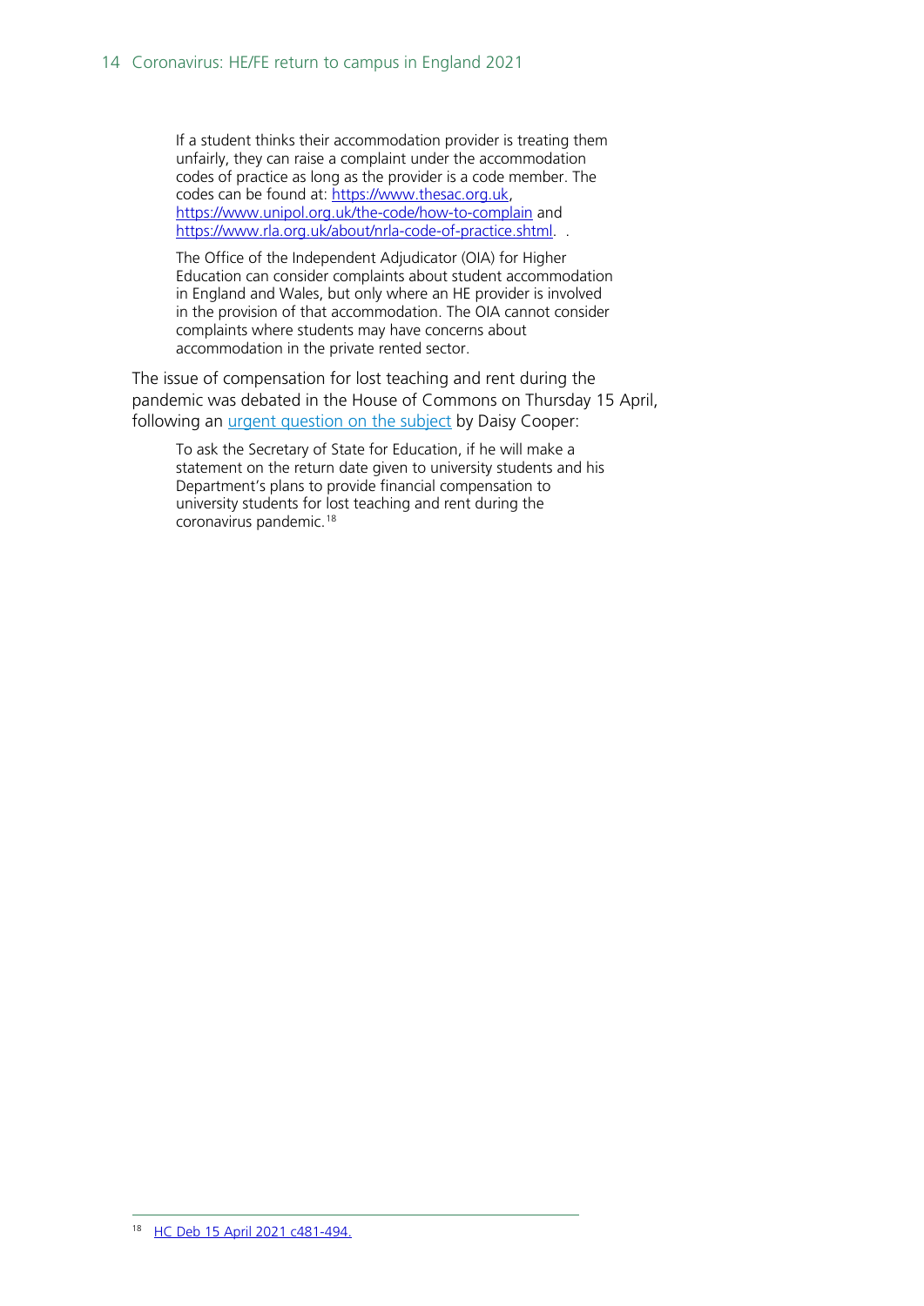> If a student thinks their accommodation provider is treating them unfairly, they can raise a complaint under the accommodation codes of practice as long as the provider is a code member. The codes can be found at: [https://www.thesac.org.uk](https://www.thesac.org.uk), [https://www.unipol.org.uk/the-code/how-to-complain](https://www.unipol.org.uk/the-code/how-to-complain) and [https://www.rla.org.uk/about/nrla-code-of-practice.shtml](https://www.rla.org.uk/about/nrla-code-of-practice.shtml). .
>
> The Office of the Independent Adjudicator (OIA) for Higher Education can consider complaints about student accommodation in England and Wales, but only where an HE provider is involved in the provision of that accommodation. The OIA cannot consider complaints where students may have concerns about accommodation in the private rented sector.

The issue of compensation for lost teaching and rent during the pandemic was debated in the House of Commons on Thursday 15 April, following an urgent question on the subject by Daisy Cooper:

> To ask the Secretary of State for Education, if he will make a statement on the return date given to university students and his Department's plans to provide financial compensation to university students for lost teaching and rent during the coronavirus pandemic.[18]

[18] HC Deb 15 April 2021 c481-494.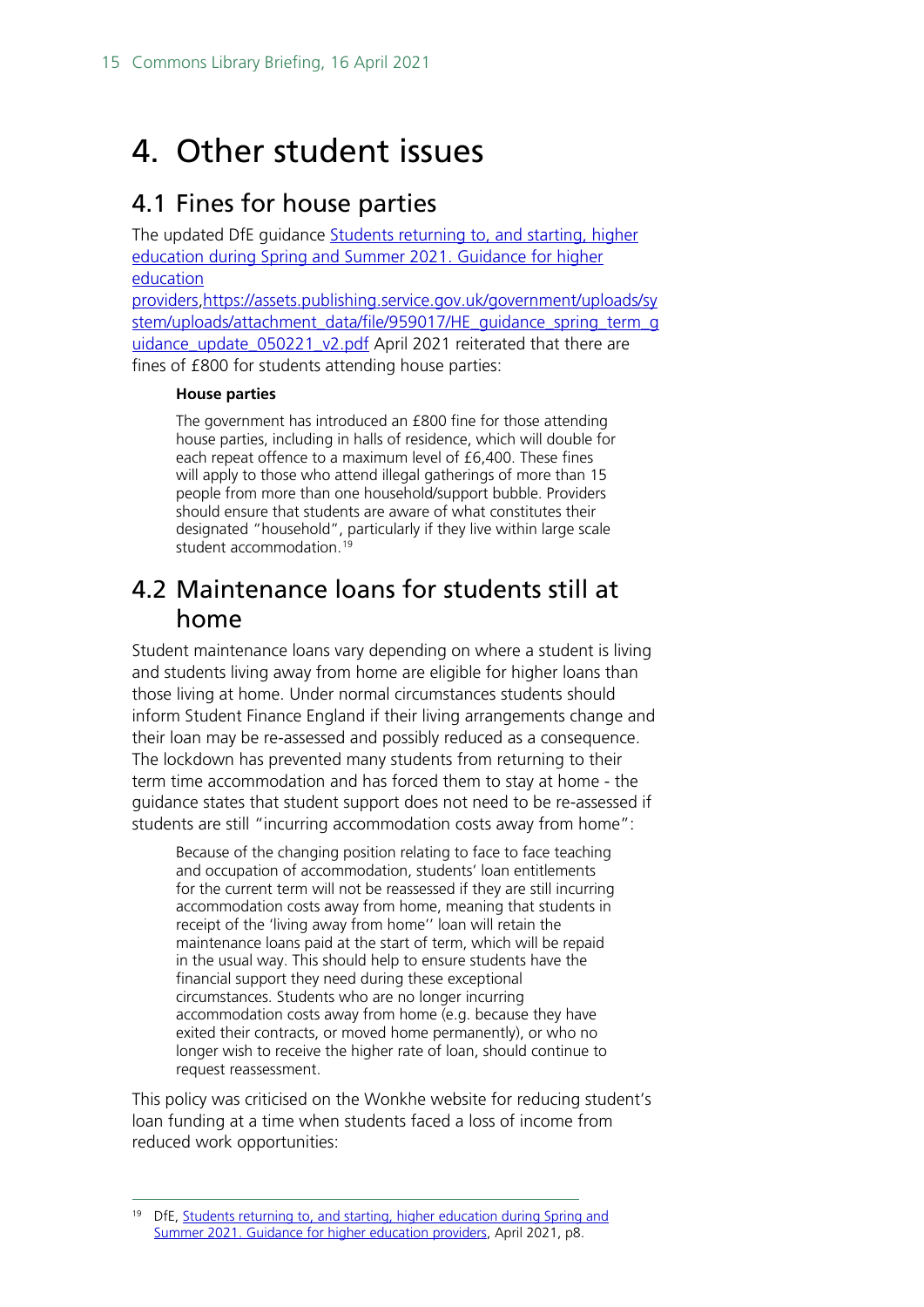# 4. Other student issues

## 4.1 Fines for house parties

The updated DfE guidance Students returning to, and starting, higher education during Spring and Summer 2021. Guidance for higher education providers,https://assets.publishing.service.gov.uk/government/uploads/system/uploads/attachment_data/file/959017/HE_guidance_spring_term_guidance_update_050221_v2.pdf April 2021 reiterated that there are fines of £800 for students attending house parties:

> **House parties**
>
> The government has introduced an £800 fine for those attending house parties, including in halls of residence, which will double for each repeat offence to a maximum level of £6,400. These fines will apply to those who attend illegal gatherings of more than 15 people from more than one household/support bubble. Providers should ensure that students are aware of what constitutes their designated "household", particularly if they live within large scale student accommodation.[19]

## 4.2 Maintenance loans for students still at home

Student maintenance loans vary depending on where a student is living and students living away from home are eligible for higher loans than those living at home. Under normal circumstances students should inform Student Finance England if their living arrangements change and their loan may be re-assessed and possibly reduced as a consequence. The lockdown has prevented many students from returning to their term time accommodation and has forced them to stay at home - the guidance states that student support does not need to be re-assessed if students are still "incurring accommodation costs away from home":

> Because of the changing position relating to face to face teaching and occupation of accommodation, students' loan entitlements for the current term will not be reassessed if they are still incurring accommodation costs away from home, meaning that students in receipt of the 'living away from home'' loan will retain the maintenance loans paid at the start of term, which will be repaid in the usual way. This should help to ensure students have the financial support they need during these exceptional circumstances. Students who are no longer incurring accommodation costs away from home (e.g. because they have exited their contracts, or moved home permanently), or who no longer wish to receive the higher rate of loan, should continue to request reassessment.

This policy was criticised on the Wonkhe website for reducing student's loan funding at a time when students faced a loss of income from reduced work opportunities:

---

[19] DfE, Students returning to, and starting, higher education during Spring and Summer 2021. Guidance for higher education providers, April 2021, p8.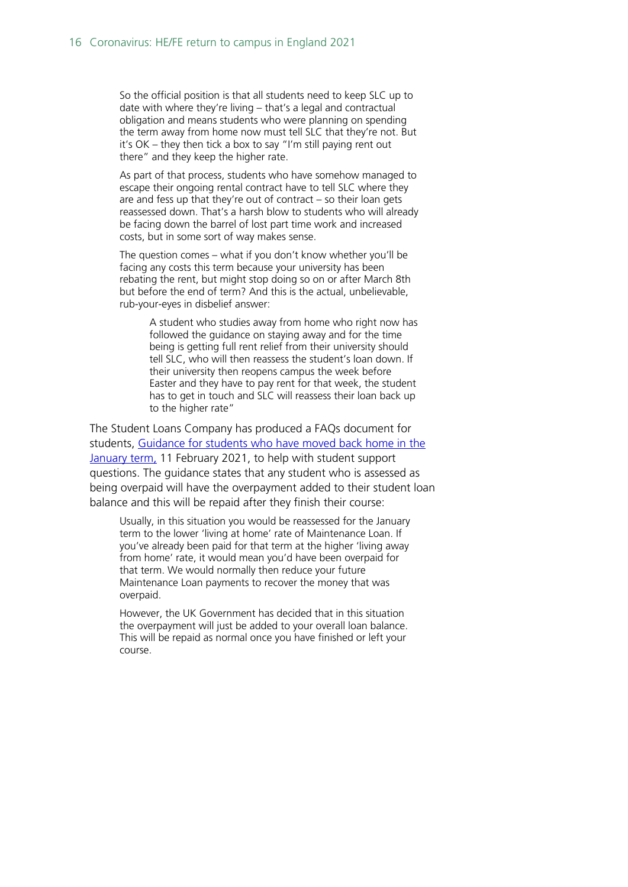> So the official position is that all students need to keep SLC up to date with where they're living – that's a legal and contractual obligation and means students who were planning on spending the term away from home now must tell SLC that they're not. But it's OK – they then tick a box to say "I'm still paying rent out there" and they keep the higher rate.
>
> As part of that process, students who have somehow managed to escape their ongoing rental contract have to tell SLC where they are and fess up that they're out of contract – so their loan gets reassessed down. That's a harsh blow to students who will already be facing down the barrel of lost part time work and increased costs, but in some sort of way makes sense.
>
> The question comes – what if you don't know whether you'll be facing any costs this term because your university has been rebating the rent, but might stop doing so on or after March 8th but before the end of term? And this is the actual, unbelievable, rub-your-eyes in disbelief answer:
>
> > A student who studies away from home who right now has followed the guidance on staying away and for the time being is getting full rent relief from their university should tell SLC, who will then reassess the student's loan down. If their university then reopens campus the week before Easter and they have to pay rent for that week, the student has to get in touch and SLC will reassess their loan back up to the higher rate"

The Student Loans Company has produced a FAQs document for students, [Guidance for students who have moved back home in the January term,]() 11 February 2021, to help with student support questions. The guidance states that any student who is assessed as being overpaid will have the overpayment added to their student loan balance and this will be repaid after they finish their course:

> Usually, in this situation you would be reassessed for the January term to the lower 'living at home' rate of Maintenance Loan. If you've already been paid for that term at the higher 'living away from home' rate, it would mean you'd have been overpaid for that term. We would normally then reduce your future Maintenance Loan payments to recover the money that was overpaid.
>
> However, the UK Government has decided that in this situation the overpayment will just be added to your overall loan balance. This will be repaid as normal once you have finished or left your course.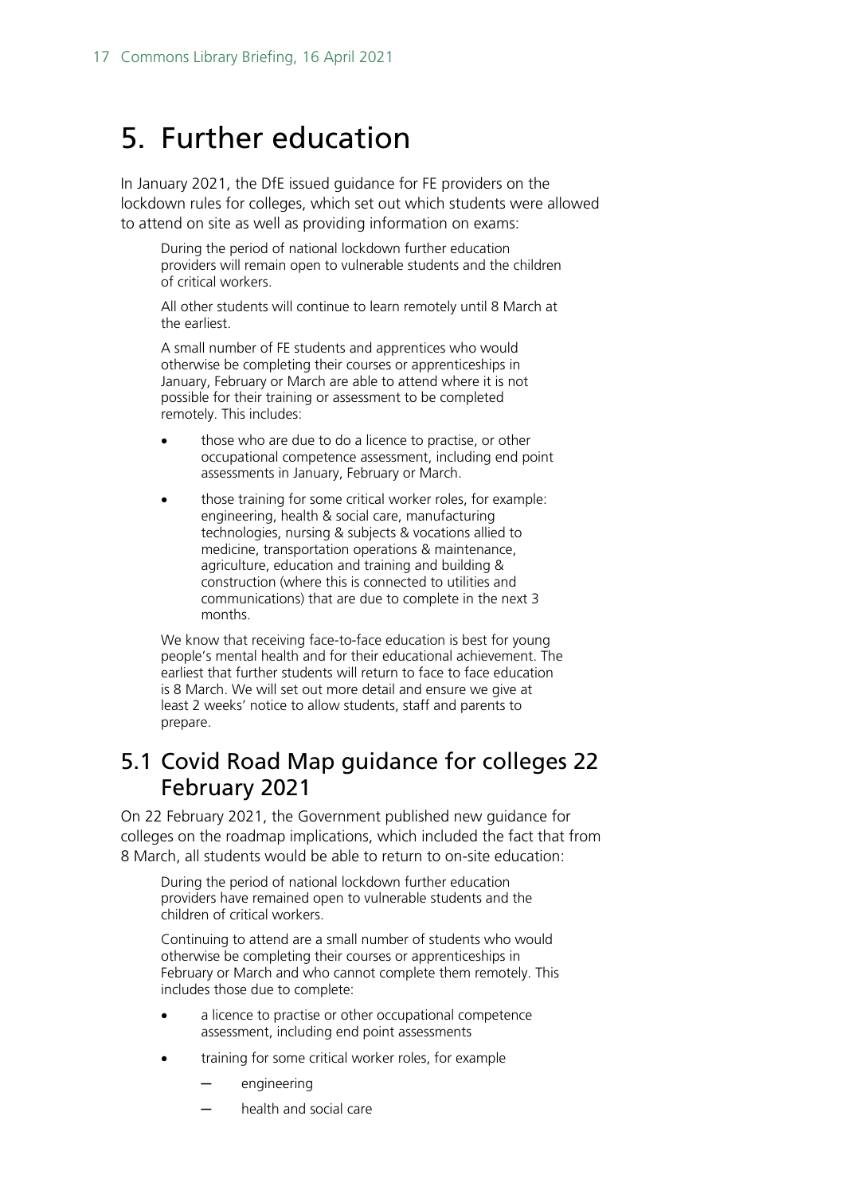# 5. Further education

In January 2021, the DfE issued guidance for FE providers on the lockdown rules for colleges, which set out which students were allowed to attend on site as well as providing information on exams:

> During the period of national lockdown further education providers will remain open to vulnerable students and the children of critical workers.
>
> All other students will continue to learn remotely until 8 March at the earliest.
>
> A small number of FE students and apprentices who would otherwise be completing their courses or apprenticeships in January, February or March are able to attend where it is not possible for their training or assessment to be completed remotely. This includes:
>
> - those who are due to do a licence to practise, or other occupational competence assessment, including end point assessments in January, February or March.
> - those training for some critical worker roles, for example: engineering, health & social care, manufacturing technologies, nursing & subjects & vocations allied to medicine, transportation operations & maintenance, agriculture, education and training and building & construction (where this is connected to utilities and communications) that are due to complete in the next 3 months.
>
> We know that receiving face-to-face education is best for young people's mental health and for their educational achievement. The earliest that further students will return to face to face education is 8 March. We will set out more detail and ensure we give at least 2 weeks' notice to allow students, staff and parents to prepare.

## 5.1 Covid Road Map guidance for colleges 22 February 2021

On 22 February 2021, the Government published new guidance for colleges on the roadmap implications, which included the fact that from 8 March, all students would be able to return to on-site education:

> During the period of national lockdown further education providers have remained open to vulnerable students and the children of critical workers.
>
> Continuing to attend are a small number of students who would otherwise be completing their courses or apprenticeships in February or March and who cannot complete them remotely. This includes those due to complete:
>
> - a licence to practise or other occupational competence assessment, including end point assessments
> - training for some critical worker roles, for example
>   - engineering
>   - health and social care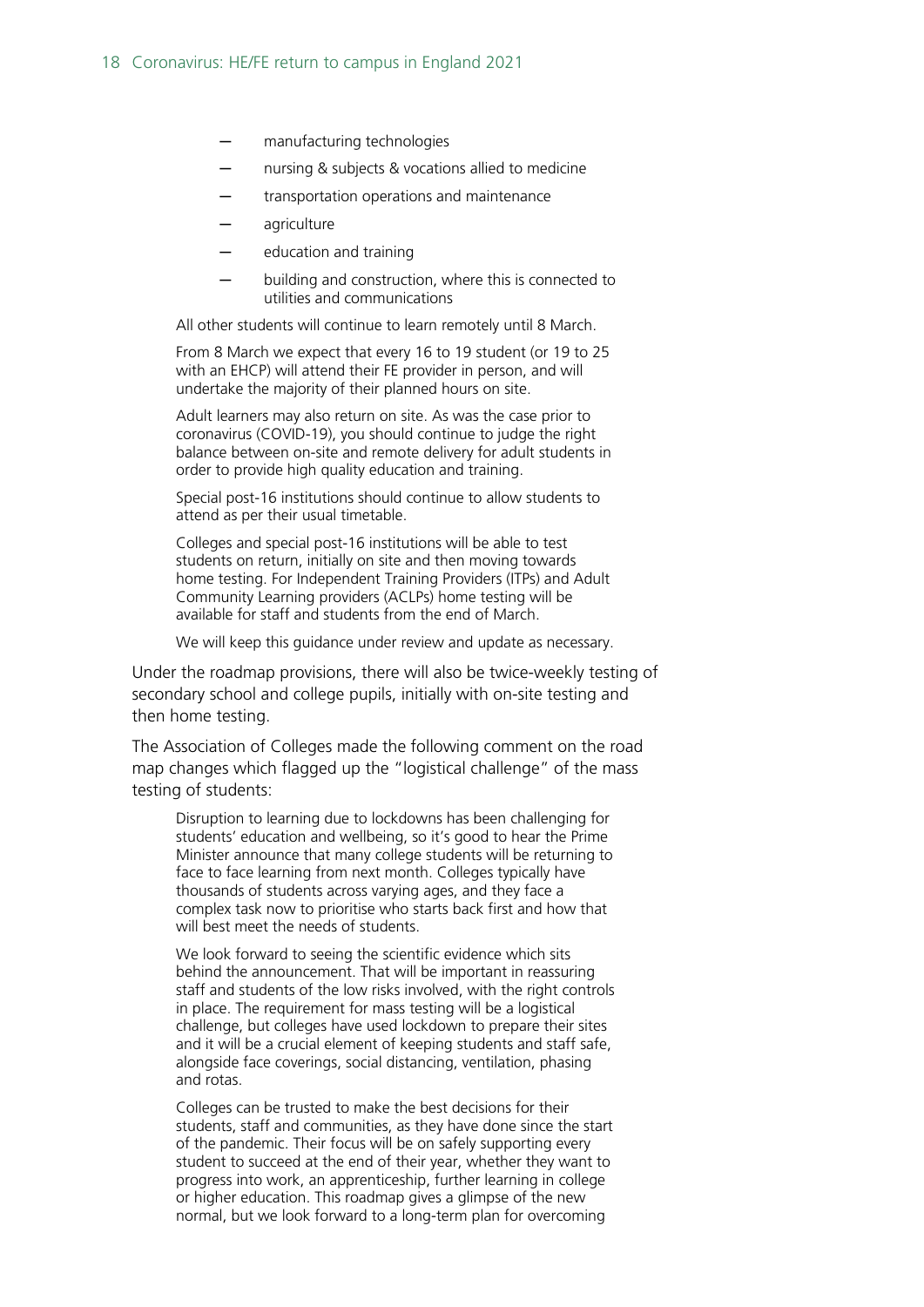- manufacturing technologies
- nursing & subjects & vocations allied to medicine
- transportation operations and maintenance
- agriculture
- education and training
- building and construction, where this is connected to utilities and communications

> All other students will continue to learn remotely until 8 March.
>
> From 8 March we expect that every 16 to 19 student (or 19 to 25 with an EHCP) will attend their FE provider in person, and will undertake the majority of their planned hours on site.
>
> Adult learners may also return on site. As was the case prior to coronavirus (COVID-19), you should continue to judge the right balance between on-site and remote delivery for adult students in order to provide high quality education and training.
>
> Special post-16 institutions should continue to allow students to attend as per their usual timetable.
>
> Colleges and special post-16 institutions will be able to test students on return, initially on site and then moving towards home testing. For Independent Training Providers (ITPs) and Adult Community Learning providers (ACLPs) home testing will be available for staff and students from the end of March.
>
> We will keep this guidance under review and update as necessary.

Under the roadmap provisions, there will also be twice-weekly testing of secondary school and college pupils, initially with on-site testing and then home testing.

The Association of Colleges made the following comment on the road map changes which flagged up the "logistical challenge" of the mass testing of students:

> Disruption to learning due to lockdowns has been challenging for students' education and wellbeing, so it's good to hear the Prime Minister announce that many college students will be returning to face to face learning from next month. Colleges typically have thousands of students across varying ages, and they face a complex task now to prioritise who starts back first and how that will best meet the needs of students.
>
> We look forward to seeing the scientific evidence which sits behind the announcement. That will be important in reassuring staff and students of the low risks involved, with the right controls in place. The requirement for mass testing will be a logistical challenge, but colleges have used lockdown to prepare their sites and it will be a crucial element of keeping students and staff safe, alongside face coverings, social distancing, ventilation, phasing and rotas.
>
> Colleges can be trusted to make the best decisions for their students, staff and communities, as they have done since the start of the pandemic. Their focus will be on safely supporting every student to succeed at the end of their year, whether they want to progress into work, an apprenticeship, further learning in college or higher education. This roadmap gives a glimpse of the new normal, but we look forward to a long-term plan for overcoming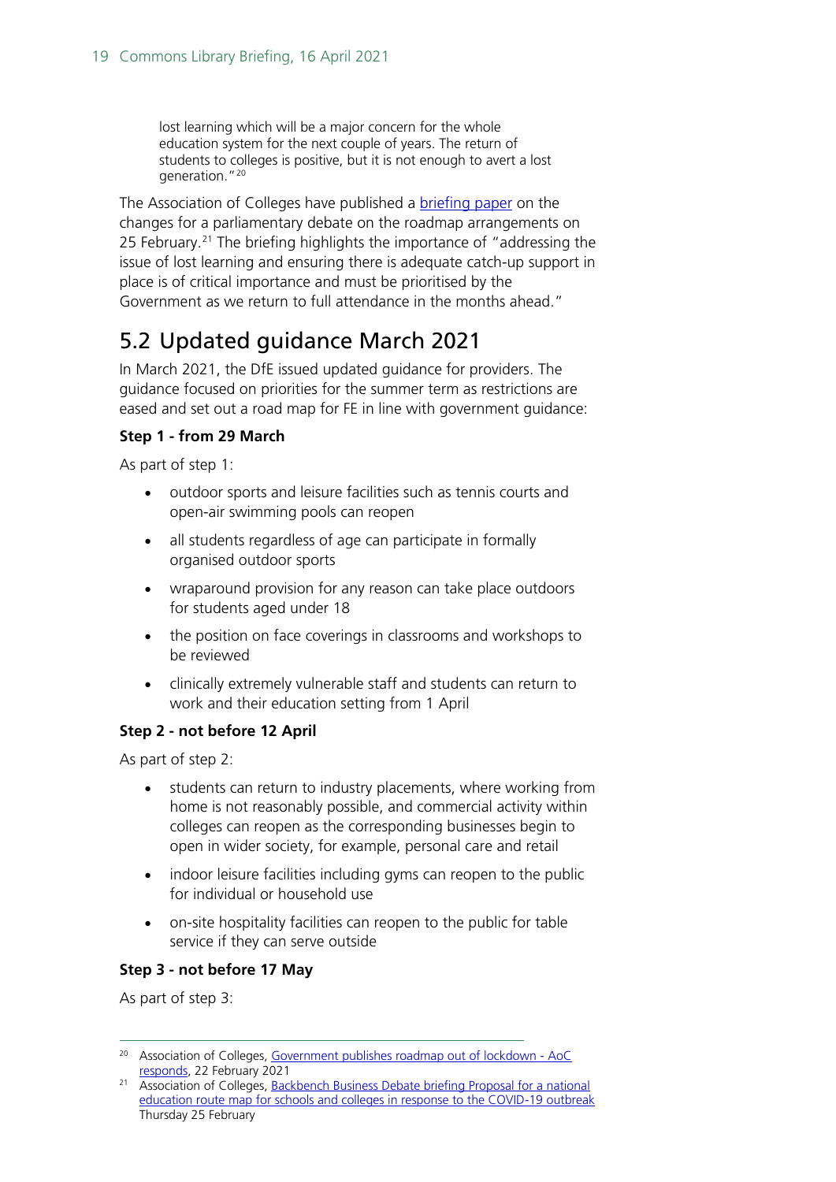> lost learning which will be a major concern for the whole education system for the next couple of years. The return of students to colleges is positive, but it is not enough to avert a lost generation."[20]

The Association of Colleges have published a briefing paper on the changes for a parliamentary debate on the roadmap arrangements on 25 February.[21] The briefing highlights the importance of "addressing the issue of lost learning and ensuring there is adequate catch-up support in place is of critical importance and must be prioritised by the Government as we return to full attendance in the months ahead."

## 5.2 Updated guidance March 2021

In March 2021, the DfE issued updated guidance for providers. The guidance focused on priorities for the summer term as restrictions are eased and set out a road map for FE in line with government guidance:

**Step 1 - from 29 March**

As part of step 1:

- outdoor sports and leisure facilities such as tennis courts and open-air swimming pools can reopen
- all students regardless of age can participate in formally organised outdoor sports
- wraparound provision for any reason can take place outdoors for students aged under 18
- the position on face coverings in classrooms and workshops to be reviewed
- clinically extremely vulnerable staff and students can return to work and their education setting from 1 April

**Step 2 - not before 12 April**

As part of step 2:

- students can return to industry placements, where working from home is not reasonably possible, and commercial activity within colleges can reopen as the corresponding businesses begin to open in wider society, for example, personal care and retail
- indoor leisure facilities including gyms can reopen to the public for individual or household use
- on-site hospitality facilities can reopen to the public for table service if they can serve outside

**Step 3 - not before 17 May**

As part of step 3:

---

[20] Association of Colleges, Government publishes roadmap out of lockdown - AoC responds, 22 February 2021

[21] Association of Colleges, Backbench Business Debate briefing Proposal for a national education route map for schools and colleges in response to the COVID-19 outbreak Thursday 25 February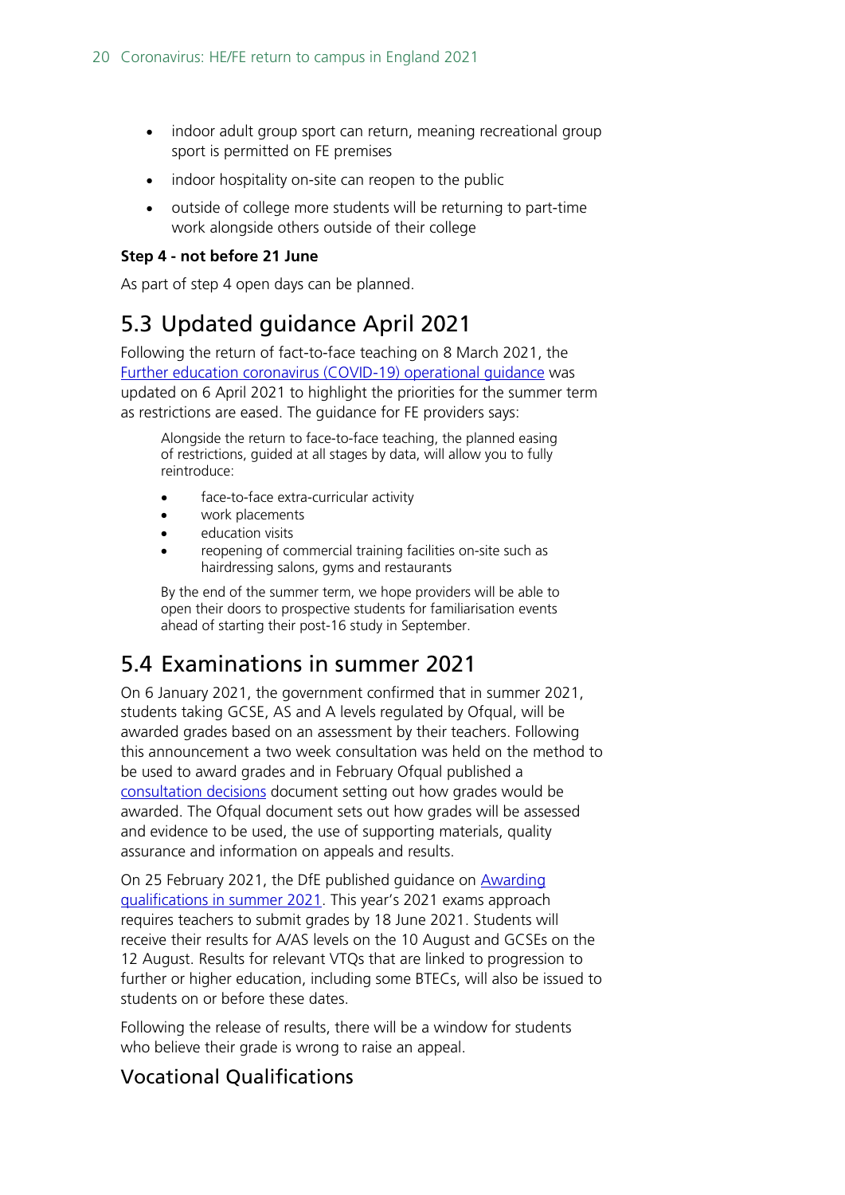- indoor adult group sport can return, meaning recreational group sport is permitted on FE premises
- indoor hospitality on-site can reopen to the public
- outside of college more students will be returning to part-time work alongside others outside of their college

**Step 4 - not before 21 June**

As part of step 4 open days can be planned.

## 5.3 Updated guidance April 2021

Following the return of fact-to-face teaching on 8 March 2021, the [Further education coronavirus (COVID-19) operational guidance]() was updated on 6 April 2021 to highlight the priorities for the summer term as restrictions are eased. The guidance for FE providers says:

> Alongside the return to face-to-face teaching, the planned easing of restrictions, guided at all stages by data, will allow you to fully reintroduce:
>
> - face-to-face extra-curricular activity
> - work placements
> - education visits
> - reopening of commercial training facilities on-site such as hairdressing salons, gyms and restaurants
>
> By the end of the summer term, we hope providers will be able to open their doors to prospective students for familiarisation events ahead of starting their post-16 study in September.

## 5.4 Examinations in summer 2021

On 6 January 2021, the government confirmed that in summer 2021, students taking GCSE, AS and A levels regulated by Ofqual, will be awarded grades based on an assessment by their teachers. Following this announcement a two week consultation was held on the method to be used to award grades and in February Ofqual published a [consultation decisions]() document setting out how grades would be awarded. The Ofqual document sets out how grades will be assessed and evidence to be used, the use of supporting materials, quality assurance and information on appeals and results.

On 25 February 2021, the DfE published guidance on [Awarding qualifications in summer 2021](). This year's 2021 exams approach requires teachers to submit grades by 18 June 2021. Students will receive their results for A/AS levels on the 10 August and GCSEs on the 12 August. Results for relevant VTQs that are linked to progression to further or higher education, including some BTECs, will also be issued to students on or before these dates.

Following the release of results, there will be a window for students who believe their grade is wrong to raise an appeal.

### Vocational Qualifications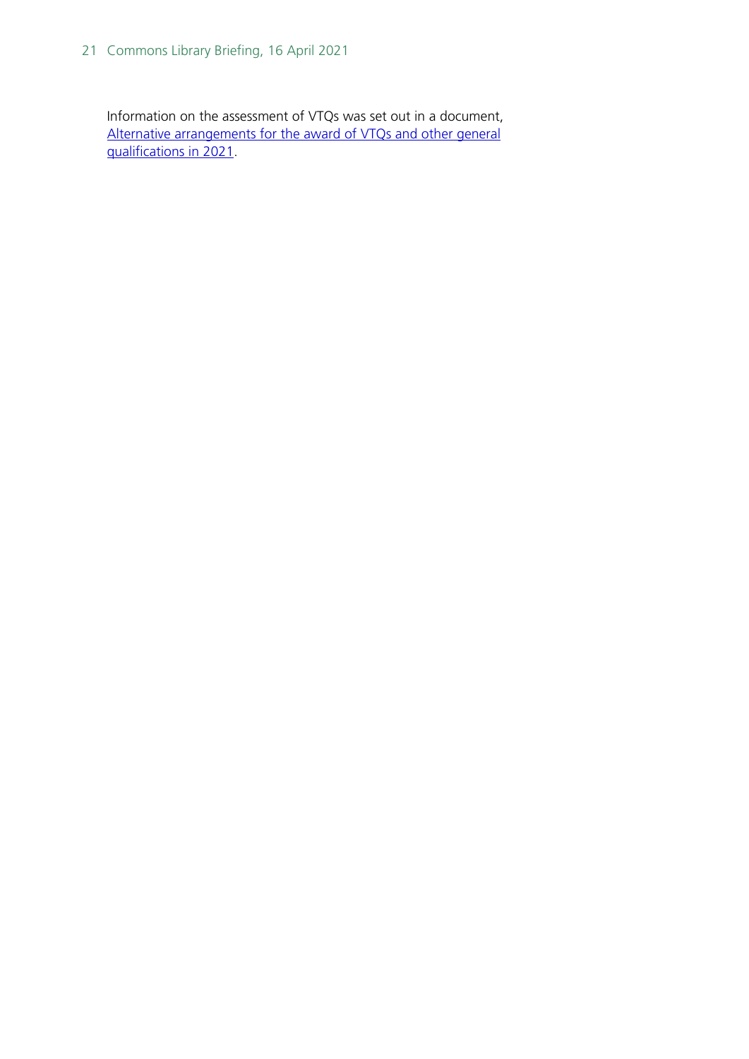Information on the assessment of VTQs was set out in a document, [Alternative arrangements for the award of VTQs and other general qualifications in 2021](#).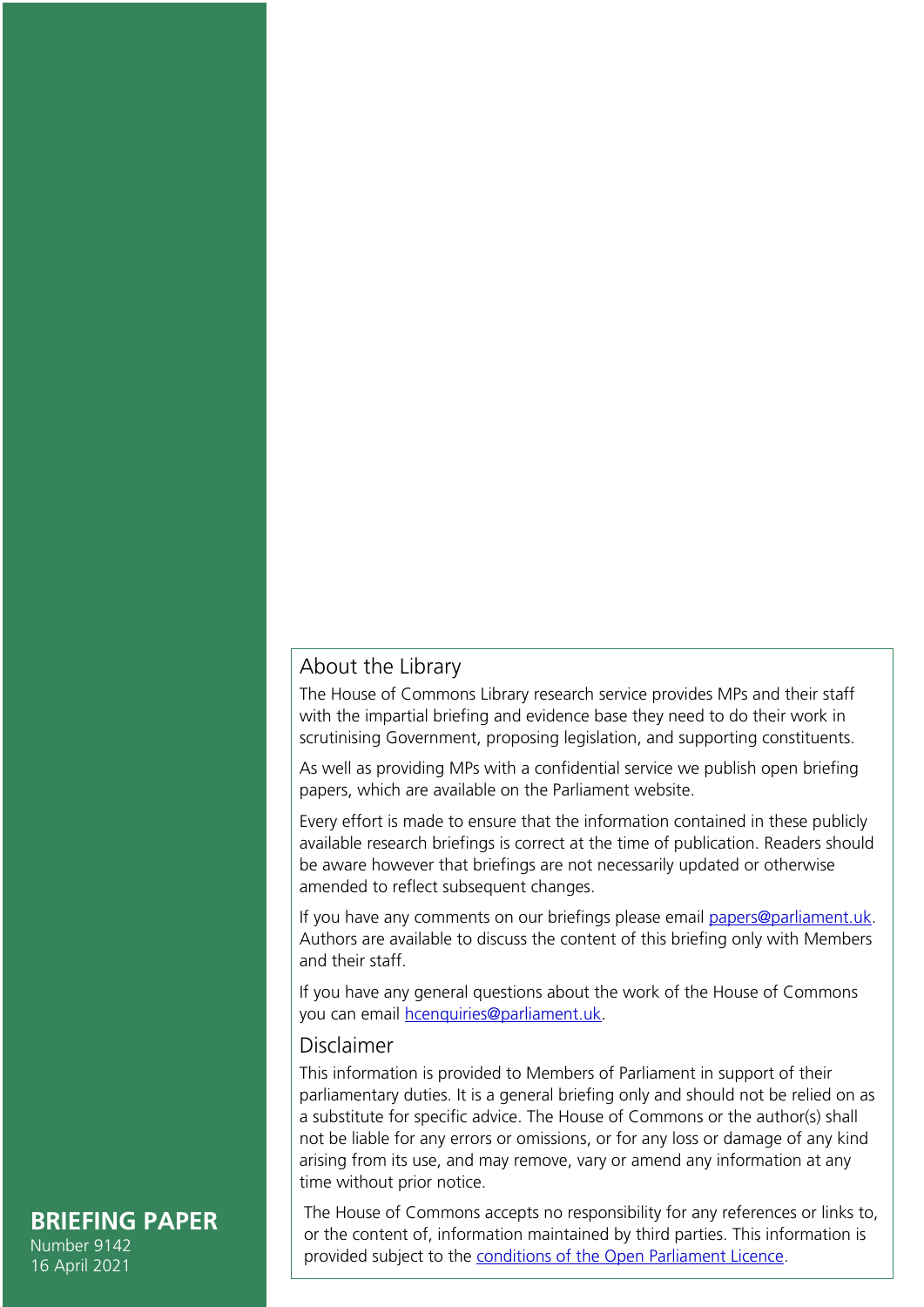## About the Library

The House of Commons Library research service provides MPs and their staff with the impartial briefing and evidence base they need to do their work in scrutinising Government, proposing legislation, and supporting constituents.

As well as providing MPs with a confidential service we publish open briefing papers, which are available on the Parliament website.

Every effort is made to ensure that the information contained in these publicly available research briefings is correct at the time of publication. Readers should be aware however that briefings are not necessarily updated or otherwise amended to reflect subsequent changes.

If you have any comments on our briefings please email papers@parliament.uk. Authors are available to discuss the content of this briefing only with Members and their staff.

If you have any general questions about the work of the House of Commons you can email hcenquiries@parliament.uk.

## Disclaimer

This information is provided to Members of Parliament in support of their parliamentary duties. It is a general briefing only and should not be relied on as a substitute for specific advice. The House of Commons or the author(s) shall not be liable for any errors or omissions, or for any loss or damage of any kind arising from its use, and may remove, vary or amend any information at any time without prior notice.

The House of Commons accepts no responsibility for any references or links to, or the content of, information maintained by third parties. This information is provided subject to the conditions of the Open Parliament Licence.

**BRIEFING PAPER**
Number 9142
16 April 2021